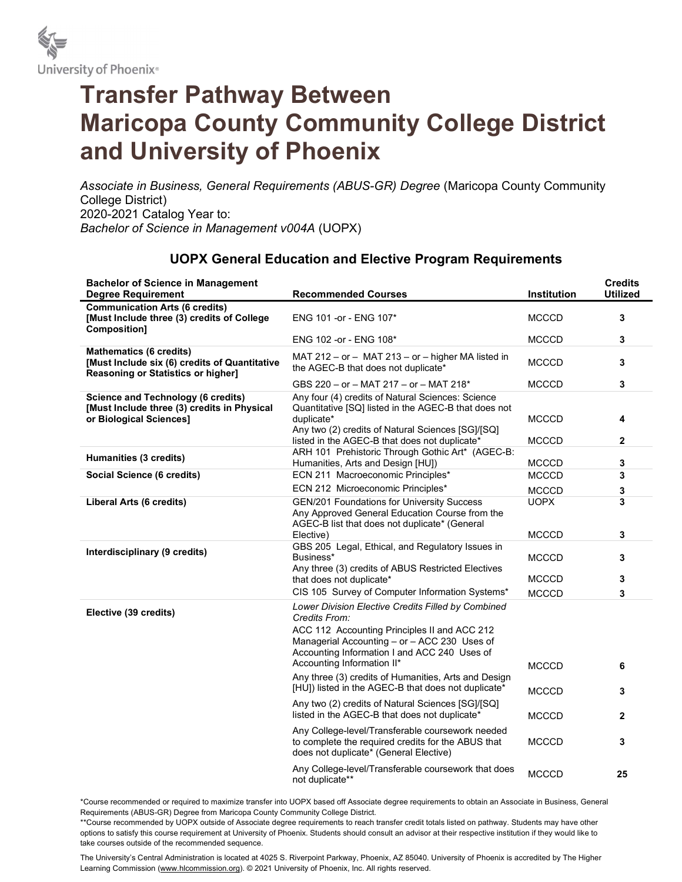University of Phoenix®

# Transfer Pathway Between Maricopa County Community College District and University of Phoenix

*Associate in Business, General Requirements (ABUS-GR) Degree* (Maricopa County Community College District)
2020-2021 Catalog Year to:
*Bachelor of Science in Management v004A* (UOPX)

## UOPX General Education and Elective Program Requirements

| Bachelor of Science in Management Degree Requirement | Recommended Courses | Institution | Credits Utilized |
|---|---|---|---|
| **Communication Arts (6 credits) [Must Include three (3) credits of College Composition]** | ENG 101 -or - ENG 107* | MCCCD | 3 |
| | ENG 102 -or - ENG 108* | MCCCD | 3 |
| **Mathematics (6 credits) [Must Include six (6) credits of Quantitative Reasoning or Statistics or higher]** | MAT 212 – or – MAT 213 – or – higher MA listed in the AGEC-B that does not duplicate* | MCCCD | 3 |
| | GBS 220 – or – MAT 217 – or – MAT 218* | MCCCD | 3 |
| **Science and Technology (6 credits) [Must Include three (3) credits in Physical or Biological Sciences]** | Any four (4) credits of Natural Sciences: Science Quantitative [SQ] listed in the AGEC-B that does not duplicate* | MCCCD | 4 |
| | Any two (2) credits of Natural Sciences [SG]/[SQ] listed in the AGEC-B that does not duplicate* | MCCCD | 2 |
| **Humanities (3 credits)** | ARH 101 Prehistoric Through Gothic Art* (AGEC-B: Humanities, Arts and Design [HU]) | MCCCD | 3 |
| **Social Science (6 credits)** | ECN 211 Macroeconomic Principles* | MCCCD | 3 |
| | ECN 212 Microeconomic Principles* | MCCCD | 3 |
| **Liberal Arts (6 credits)** | GEN/201 Foundations for University Success | UOPX | 3 |
| | Any Approved General Education Course from the AGEC-B list that does not duplicate* (General Elective) | MCCCD | 3 |
| **Interdisciplinary (9 credits)** | GBS 205 Legal, Ethical, and Regulatory Issues in Business* | MCCCD | 3 |
| | Any three (3) credits of ABUS Restricted Electives that does not duplicate* | MCCCD | 3 |
| | CIS 105 Survey of Computer Information Systems* | MCCCD | 3 |
| **Elective (39 credits)** | *Lower Division Elective Credits Filled by Combined Credits From:* | | |
| | ACC 112 Accounting Principles II and ACC 212 Managerial Accounting – or – ACC 230 Uses of Accounting Information I and ACC 240 Uses of Accounting Information II* | MCCCD | 6 |
| | Any three (3) credits of Humanities, Arts and Design [HU]) listed in the AGEC-B that does not duplicate* | MCCCD | 3 |
| | Any two (2) credits of Natural Sciences [SG]/[SQ] listed in the AGEC-B that does not duplicate* | MCCCD | 2 |
| | Any College-level/Transferable coursework needed to complete the required credits for the ABUS that does not duplicate* (General Elective) | MCCCD | 3 |
| | Any College-level/Transferable coursework that does not duplicate** | MCCCD | 25 |

*Course recommended or required to maximize transfer into UOPX based off Associate degree requirements to obtain an Associate in Business, General Requirements (ABUS-GR) Degree from Maricopa County Community College District.
**Course recommended by UOPX outside of Associate degree requirements to reach transfer credit totals listed on pathway. Students may have other options to satisfy this course requirement at University of Phoenix. Students should consult an advisor at their respective institution if they would like to take courses outside of the recommended sequence.

The University's Central Administration is located at 4025 S. Riverpoint Parkway, Phoenix, AZ 85040. University of Phoenix is accredited by The Higher Learning Commission (www.hlcommission.org). © 2021 University of Phoenix, Inc. All rights reserved.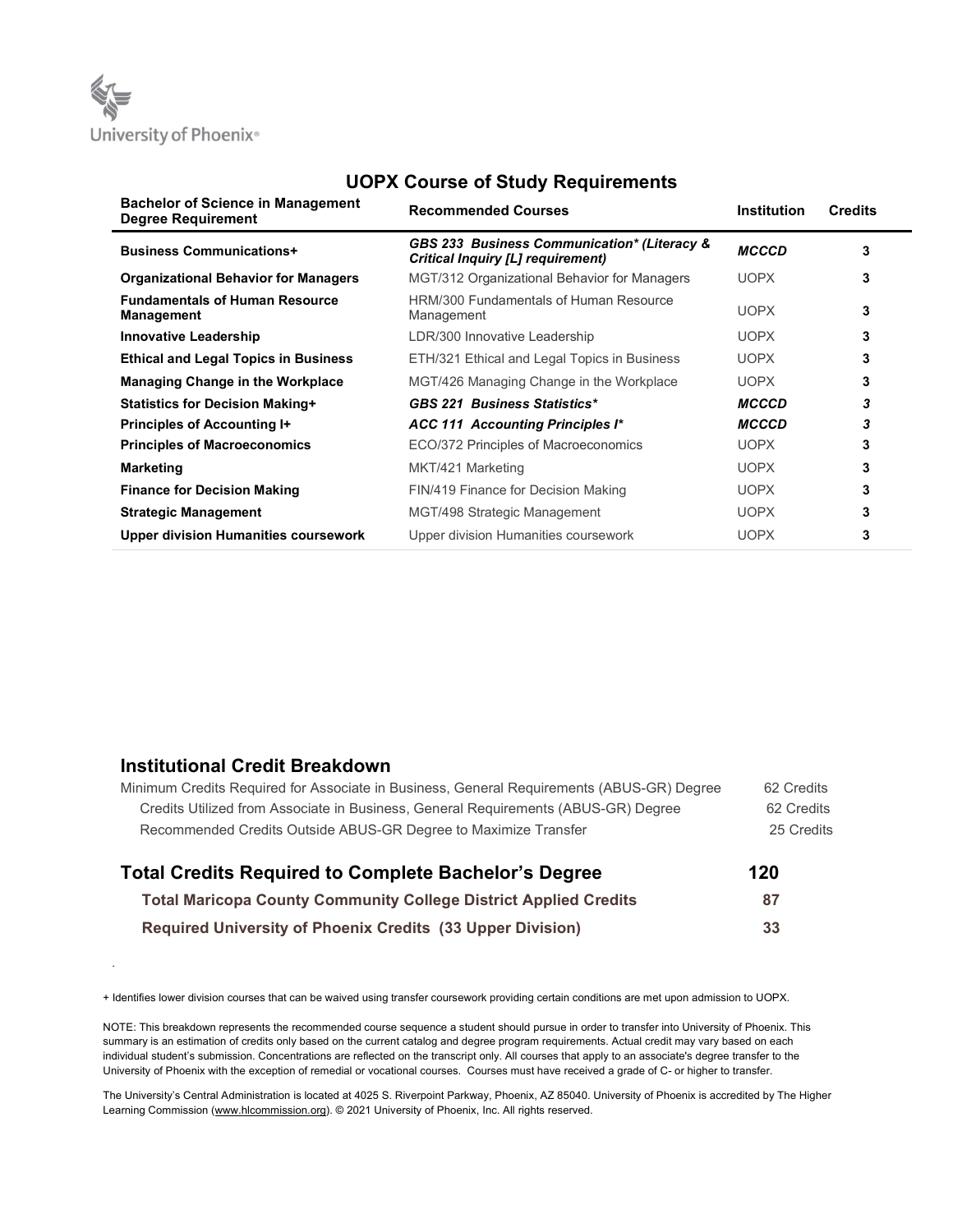University of Phoenix®

## UOPX Course of Study Requirements

| Bachelor of Science in Management Degree Requirement | Recommended Courses | Institution | Credits |
|---|---|---|---|
| **Business Communications+** | ***GBS 233 Business Communication* (Literacy & Critical Inquiry [L] requirement)*** | ***MCCCD*** | **3** |
| **Organizational Behavior for Managers** | MGT/312 Organizational Behavior for Managers | UOPX | **3** |
| **Fundamentals of Human Resource Management** | HRM/300 Fundamentals of Human Resource Management | UOPX | **3** |
| **Innovative Leadership** | LDR/300 Innovative Leadership | UOPX | **3** |
| **Ethical and Legal Topics in Business** | ETH/321 Ethical and Legal Topics in Business | UOPX | **3** |
| **Managing Change in the Workplace** | MGT/426 Managing Change in the Workplace | UOPX | **3** |
| **Statistics for Decision Making+** | ***GBS 221 Business Statistics**** | ***MCCCD*** | ***3*** |
| **Principles of Accounting I+** | ***ACC 111 Accounting Principles I**** | ***MCCCD*** | ***3*** |
| **Principles of Macroeconomics** | ECO/372 Principles of Macroeconomics | UOPX | **3** |
| **Marketing** | MKT/421 Marketing | UOPX | **3** |
| **Finance for Decision Making** | FIN/419 Finance for Decision Making | UOPX | **3** |
| **Strategic Management** | MGT/498 Strategic Management | UOPX | **3** |
| **Upper division Humanities coursework** | Upper division Humanities coursework | UOPX | **3** |

## Institutional Credit Breakdown

| | |
|---|---|
| Minimum Credits Required for Associate in Business, General Requirements (ABUS-GR) Degree | 62 Credits |
| Credits Utilized from Associate in Business, General Requirements (ABUS-GR) Degree | 62 Credits |
| Recommended Credits Outside ABUS-GR Degree to Maximize Transfer | 25 Credits |

| | |
|---|---|
| **Total Credits Required to Complete Bachelor's Degree** | **120** |
| **Total Maricopa County Community College District Applied Credits** | **87** |
| **Required University of Phoenix Credits (33 Upper Division)** | **33** |

+ Identifies lower division courses that can be waived using transfer coursework providing certain conditions are met upon admission to UOPX.

NOTE: This breakdown represents the recommended course sequence a student should pursue in order to transfer into University of Phoenix. This summary is an estimation of credits only based on the current catalog and degree program requirements. Actual credit may vary based on each individual student's submission. Concentrations are reflected on the transcript only. All courses that apply to an associate's degree transfer to the University of Phoenix with the exception of remedial or vocational courses. Courses must have received a grade of C- or higher to transfer.

The University's Central Administration is located at 4025 S. Riverpoint Parkway, Phoenix, AZ 85040. University of Phoenix is accredited by The Higher Learning Commission (www.hlcommission.org). © 2021 University of Phoenix, Inc. All rights reserved.